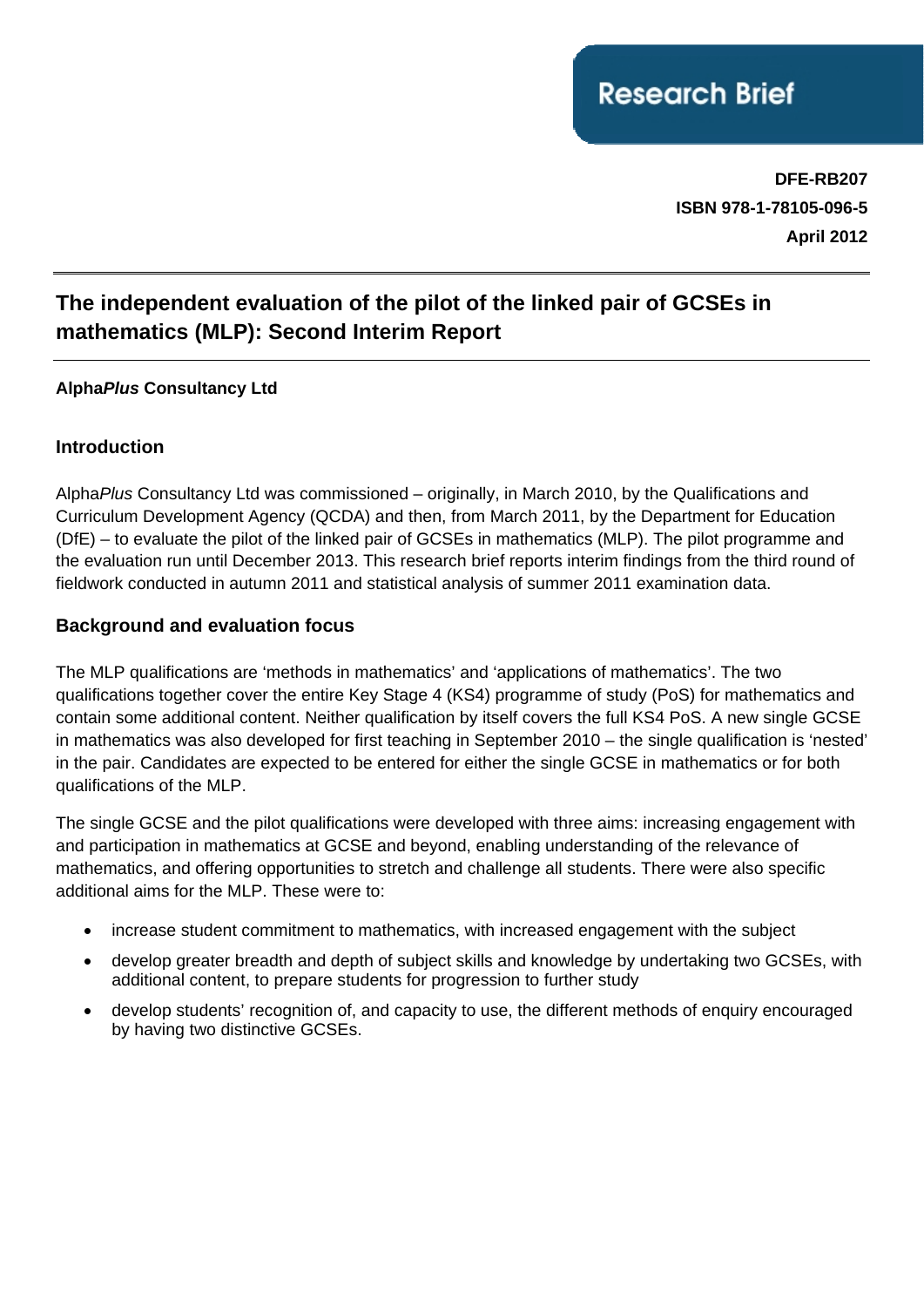Research Brief

**DFE-RB207**
**ISBN 978-1-78105-096-5**
**April 2012**

# The independent evaluation of the pilot of the linked pair of GCSEs in mathematics (MLP): Second Interim Report

**Alpha*Plus* Consultancy Ltd**

## Introduction

Alpha*Plus* Consultancy Ltd was commissioned – originally, in March 2010, by the Qualifications and Curriculum Development Agency (QCDA) and then, from March 2011, by the Department for Education (DfE) – to evaluate the pilot of the linked pair of GCSEs in mathematics (MLP). The pilot programme and the evaluation run until December 2013. This research brief reports interim findings from the third round of fieldwork conducted in autumn 2011 and statistical analysis of summer 2011 examination data.

## Background and evaluation focus

The MLP qualifications are 'methods in mathematics' and 'applications of mathematics'. The two qualifications together cover the entire Key Stage 4 (KS4) programme of study (PoS) for mathematics and contain some additional content. Neither qualification by itself covers the full KS4 PoS. A new single GCSE in mathematics was also developed for first teaching in September 2010 – the single qualification is 'nested' in the pair. Candidates are expected to be entered for either the single GCSE in mathematics or for both qualifications of the MLP.

The single GCSE and the pilot qualifications were developed with three aims: increasing engagement with and participation in mathematics at GCSE and beyond, enabling understanding of the relevance of mathematics, and offering opportunities to stretch and challenge all students. There were also specific additional aims for the MLP. These were to:

- increase student commitment to mathematics, with increased engagement with the subject
- develop greater breadth and depth of subject skills and knowledge by undertaking two GCSEs, with additional content, to prepare students for progression to further study
- develop students' recognition of, and capacity to use, the different methods of enquiry encouraged by having two distinctive GCSEs.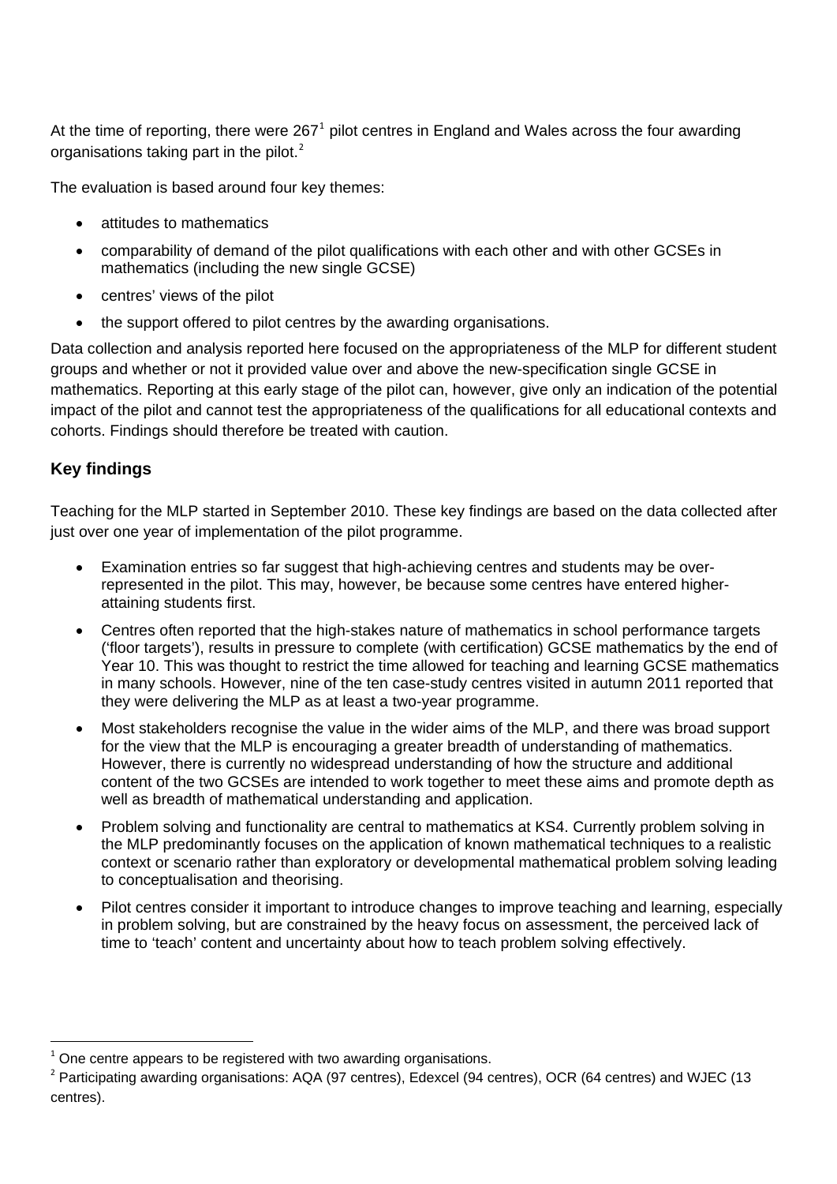At the time of reporting, there were 267[1] pilot centres in England and Wales across the four awarding organisations taking part in the pilot.[2]

The evaluation is based around four key themes:

- attitudes to mathematics
- comparability of demand of the pilot qualifications with each other and with other GCSEs in mathematics (including the new single GCSE)
- centres' views of the pilot
- the support offered to pilot centres by the awarding organisations.

Data collection and analysis reported here focused on the appropriateness of the MLP for different student groups and whether or not it provided value over and above the new-specification single GCSE in mathematics. Reporting at this early stage of the pilot can, however, give only an indication of the potential impact of the pilot and cannot test the appropriateness of the qualifications for all educational contexts and cohorts. Findings should therefore be treated with caution.

## Key findings

Teaching for the MLP started in September 2010. These key findings are based on the data collected after just over one year of implementation of the pilot programme.

- Examination entries so far suggest that high-achieving centres and students may be over-represented in the pilot. This may, however, be because some centres have entered higher-attaining students first.
- Centres often reported that the high-stakes nature of mathematics in school performance targets ('floor targets'), results in pressure to complete (with certification) GCSE mathematics by the end of Year 10. This was thought to restrict the time allowed for teaching and learning GCSE mathematics in many schools. However, nine of the ten case-study centres visited in autumn 2011 reported that they were delivering the MLP as at least a two-year programme.
- Most stakeholders recognise the value in the wider aims of the MLP, and there was broad support for the view that the MLP is encouraging a greater breadth of understanding of mathematics. However, there is currently no widespread understanding of how the structure and additional content of the two GCSEs are intended to work together to meet these aims and promote depth as well as breadth of mathematical understanding and application.
- Problem solving and functionality are central to mathematics at KS4. Currently problem solving in the MLP predominantly focuses on the application of known mathematical techniques to a realistic context or scenario rather than exploratory or developmental mathematical problem solving leading to conceptualisation and theorising.
- Pilot centres consider it important to introduce changes to improve teaching and learning, especially in problem solving, but are constrained by the heavy focus on assessment, the perceived lack of time to 'teach' content and uncertainty about how to teach problem solving effectively.

---

[1] One centre appears to be registered with two awarding organisations.

[2] Participating awarding organisations: AQA (97 centres), Edexcel (94 centres), OCR (64 centres) and WJEC (13 centres).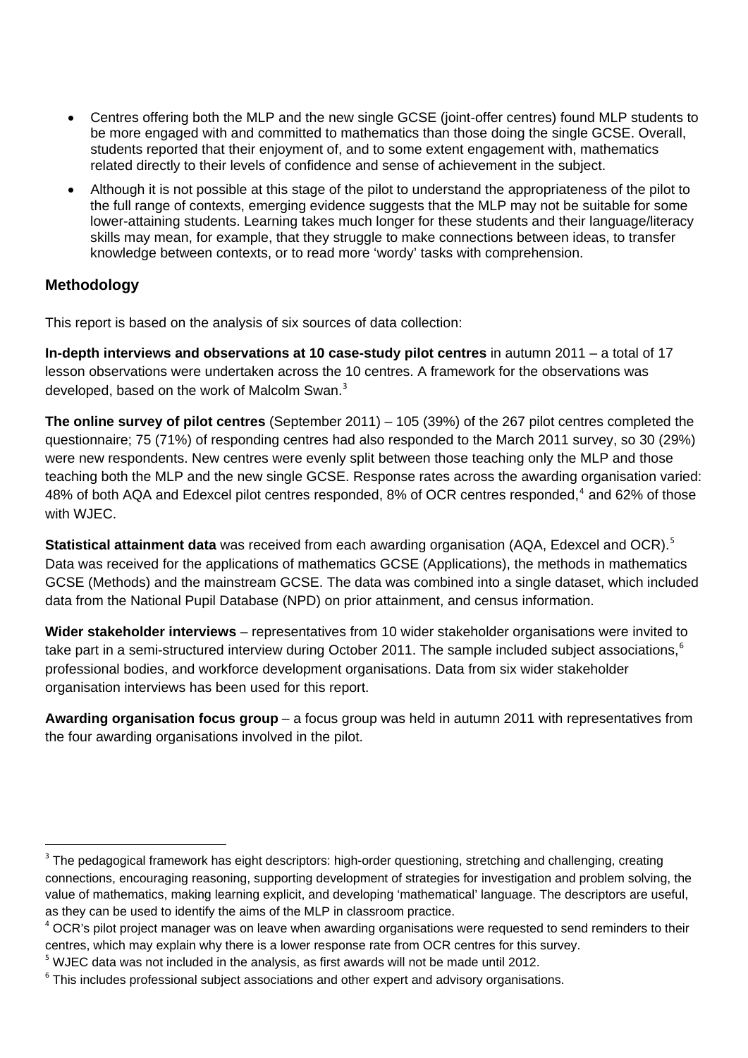- Centres offering both the MLP and the new single GCSE (joint-offer centres) found MLP students to be more engaged with and committed to mathematics than those doing the single GCSE. Overall, students reported that their enjoyment of, and to some extent engagement with, mathematics related directly to their levels of confidence and sense of achievement in the subject.
- Although it is not possible at this stage of the pilot to understand the appropriateness of the pilot to the full range of contexts, emerging evidence suggests that the MLP may not be suitable for some lower-attaining students. Learning takes much longer for these students and their language/literacy skills may mean, for example, that they struggle to make connections between ideas, to transfer knowledge between contexts, or to read more 'wordy' tasks with comprehension.

## Methodology

This report is based on the analysis of six sources of data collection:

**In-depth interviews and observations at 10 case-study pilot centres** in autumn 2011 – a total of 17 lesson observations were undertaken across the 10 centres. A framework for the observations was developed, based on the work of Malcolm Swan.[3]

**The online survey of pilot centres** (September 2011) – 105 (39%) of the 267 pilot centres completed the questionnaire; 75 (71%) of responding centres had also responded to the March 2011 survey, so 30 (29%) were new respondents. New centres were evenly split between those teaching only the MLP and those teaching both the MLP and the new single GCSE. Response rates across the awarding organisation varied: 48% of both AQA and Edexcel pilot centres responded, 8% of OCR centres responded,[4] and 62% of those with WJEC.

**Statistical attainment data** was received from each awarding organisation (AQA, Edexcel and OCR).[5] Data was received for the applications of mathematics GCSE (Applications), the methods in mathematics GCSE (Methods) and the mainstream GCSE. The data was combined into a single dataset, which included data from the National Pupil Database (NPD) on prior attainment, and census information.

**Wider stakeholder interviews** – representatives from 10 wider stakeholder organisations were invited to take part in a semi-structured interview during October 2011. The sample included subject associations,[6] professional bodies, and workforce development organisations. Data from six wider stakeholder organisation interviews has been used for this report.

**Awarding organisation focus group** – a focus group was held in autumn 2011 with representatives from the four awarding organisations involved in the pilot.

---

[3] The pedagogical framework has eight descriptors: high-order questioning, stretching and challenging, creating connections, encouraging reasoning, supporting development of strategies for investigation and problem solving, the value of mathematics, making learning explicit, and developing 'mathematical' language. The descriptors are useful, as they can be used to identify the aims of the MLP in classroom practice.

[4] OCR's pilot project manager was on leave when awarding organisations were requested to send reminders to their centres, which may explain why there is a lower response rate from OCR centres for this survey.

[5] WJEC data was not included in the analysis, as first awards will not be made until 2012.

[6] This includes professional subject associations and other expert and advisory organisations.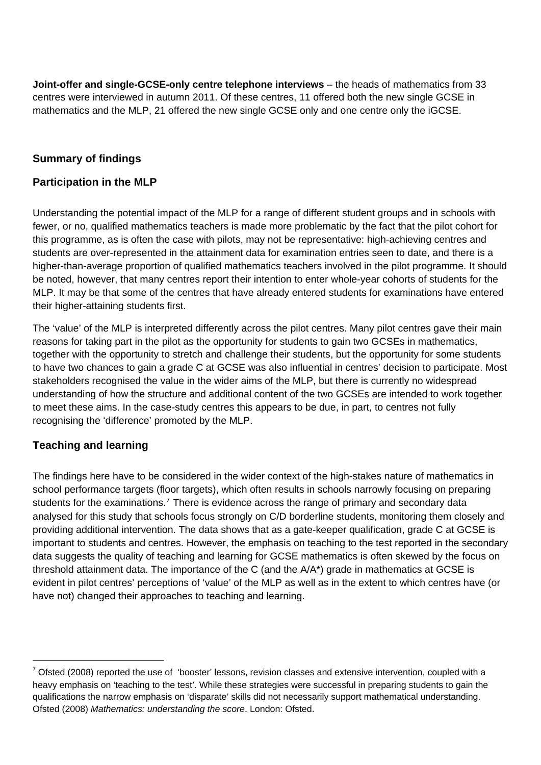**Joint-offer and single-GCSE-only centre telephone interviews** – the heads of mathematics from 33 centres were interviewed in autumn 2011. Of these centres, 11 offered both the new single GCSE in mathematics and the MLP, 21 offered the new single GCSE only and one centre only the iGCSE.

## Summary of findings

### Participation in the MLP

Understanding the potential impact of the MLP for a range of different student groups and in schools with fewer, or no, qualified mathematics teachers is made more problematic by the fact that the pilot cohort for this programme, as is often the case with pilots, may not be representative: high-achieving centres and students are over-represented in the attainment data for examination entries seen to date, and there is a higher-than-average proportion of qualified mathematics teachers involved in the pilot programme. It should be noted, however, that many centres report their intention to enter whole-year cohorts of students for the MLP. It may be that some of the centres that have already entered students for examinations have entered their higher-attaining students first.

The 'value' of the MLP is interpreted differently across the pilot centres. Many pilot centres gave their main reasons for taking part in the pilot as the opportunity for students to gain two GCSEs in mathematics, together with the opportunity to stretch and challenge their students, but the opportunity for some students to have two chances to gain a grade C at GCSE was also influential in centres' decision to participate. Most stakeholders recognised the value in the wider aims of the MLP, but there is currently no widespread understanding of how the structure and additional content of the two GCSEs are intended to work together to meet these aims. In the case-study centres this appears to be due, in part, to centres not fully recognising the 'difference' promoted by the MLP.

### Teaching and learning

The findings here have to be considered in the wider context of the high-stakes nature of mathematics in school performance targets (floor targets), which often results in schools narrowly focusing on preparing students for the examinations.[7] There is evidence across the range of primary and secondary data analysed for this study that schools focus strongly on C/D borderline students, monitoring them closely and providing additional intervention. The data shows that as a gate-keeper qualification, grade C at GCSE is important to students and centres. However, the emphasis on teaching to the test reported in the secondary data suggests the quality of teaching and learning for GCSE mathematics is often skewed by the focus on threshold attainment data. The importance of the C (and the A/A*) grade in mathematics at GCSE is evident in pilot centres' perceptions of 'value' of the MLP as well as in the extent to which centres have (or have not) changed their approaches to teaching and learning.

---

[7] Ofsted (2008) reported the use of 'booster' lessons, revision classes and extensive intervention, coupled with a heavy emphasis on 'teaching to the test'. While these strategies were successful in preparing students to gain the qualifications the narrow emphasis on 'disparate' skills did not necessarily support mathematical understanding. Ofsted (2008) *Mathematics: understanding the score*. London: Ofsted.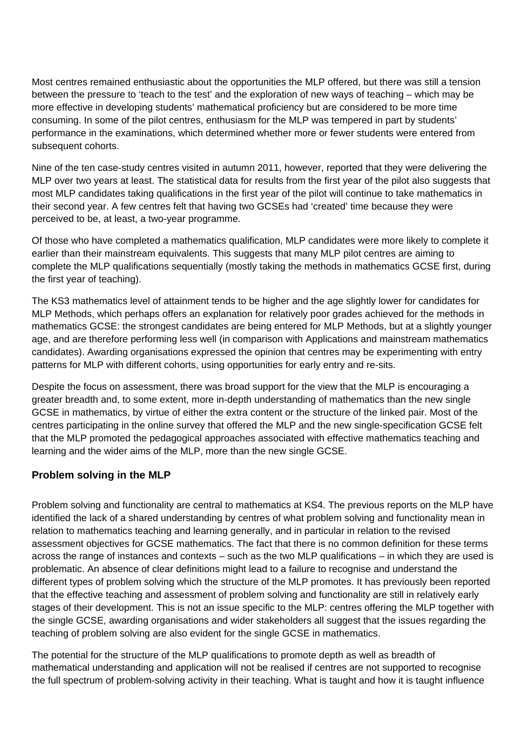Most centres remained enthusiastic about the opportunities the MLP offered, but there was still a tension between the pressure to 'teach to the test' and the exploration of new ways of teaching – which may be more effective in developing students' mathematical proficiency but are considered to be more time consuming. In some of the pilot centres, enthusiasm for the MLP was tempered in part by students' performance in the examinations, which determined whether more or fewer students were entered from subsequent cohorts.

Nine of the ten case-study centres visited in autumn 2011, however, reported that they were delivering the MLP over two years at least. The statistical data for results from the first year of the pilot also suggests that most MLP candidates taking qualifications in the first year of the pilot will continue to take mathematics in their second year. A few centres felt that having two GCSEs had 'created' time because they were perceived to be, at least, a two-year programme.

Of those who have completed a mathematics qualification, MLP candidates were more likely to complete it earlier than their mainstream equivalents. This suggests that many MLP pilot centres are aiming to complete the MLP qualifications sequentially (mostly taking the methods in mathematics GCSE first, during the first year of teaching).

The KS3 mathematics level of attainment tends to be higher and the age slightly lower for candidates for MLP Methods, which perhaps offers an explanation for relatively poor grades achieved for the methods in mathematics GCSE: the strongest candidates are being entered for MLP Methods, but at a slightly younger age, and are therefore performing less well (in comparison with Applications and mainstream mathematics candidates). Awarding organisations expressed the opinion that centres may be experimenting with entry patterns for MLP with different cohorts, using opportunities for early entry and re-sits.

Despite the focus on assessment, there was broad support for the view that the MLP is encouraging a greater breadth and, to some extent, more in-depth understanding of mathematics than the new single GCSE in mathematics, by virtue of either the extra content or the structure of the linked pair. Most of the centres participating in the online survey that offered the MLP and the new single-specification GCSE felt that the MLP promoted the pedagogical approaches associated with effective mathematics teaching and learning and the wider aims of the MLP, more than the new single GCSE.

### Problem solving in the MLP

Problem solving and functionality are central to mathematics at KS4. The previous reports on the MLP have identified the lack of a shared understanding by centres of what problem solving and functionality mean in relation to mathematics teaching and learning generally, and in particular in relation to the revised assessment objectives for GCSE mathematics. The fact that there is no common definition for these terms across the range of instances and contexts – such as the two MLP qualifications – in which they are used is problematic. An absence of clear definitions might lead to a failure to recognise and understand the different types of problem solving which the structure of the MLP promotes. It has previously been reported that the effective teaching and assessment of problem solving and functionality are still in relatively early stages of their development. This is not an issue specific to the MLP: centres offering the MLP together with the single GCSE, awarding organisations and wider stakeholders all suggest that the issues regarding the teaching of problem solving are also evident for the single GCSE in mathematics.

The potential for the structure of the MLP qualifications to promote depth as well as breadth of mathematical understanding and application will not be realised if centres are not supported to recognise the full spectrum of problem-solving activity in their teaching. What is taught and how it is taught influence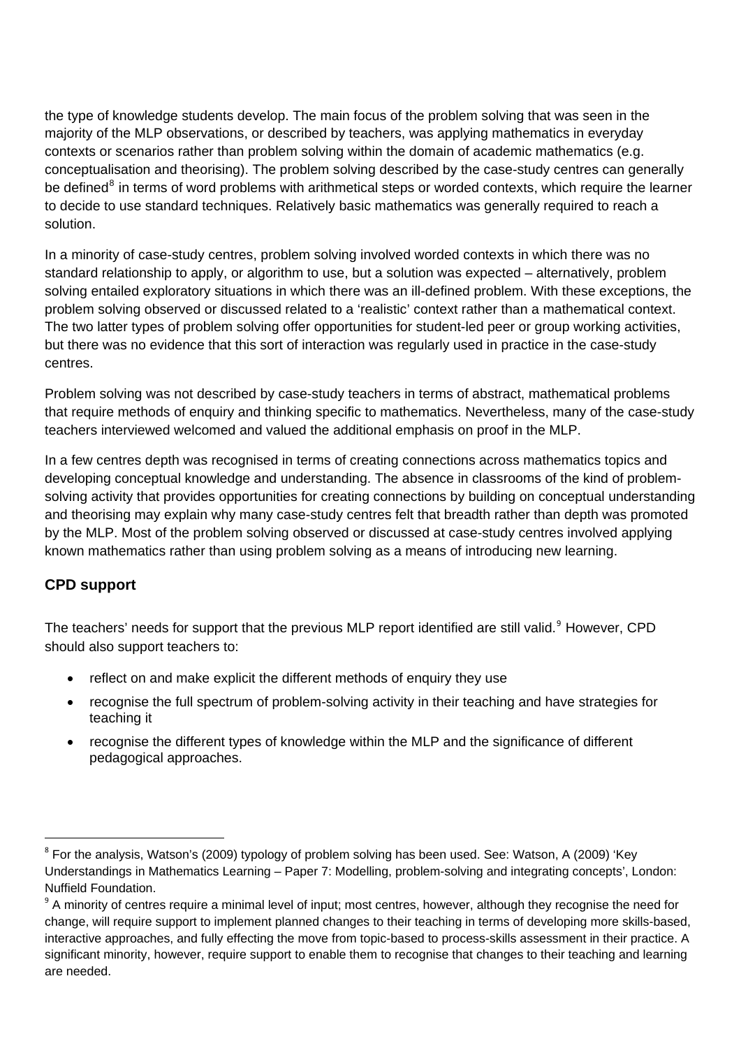the type of knowledge students develop. The main focus of the problem solving that was seen in the majority of the MLP observations, or described by teachers, was applying mathematics in everyday contexts or scenarios rather than problem solving within the domain of academic mathematics (e.g. conceptualisation and theorising). The problem solving described by the case-study centres can generally be defined[8] in terms of word problems with arithmetical steps or worded contexts, which require the learner to decide to use standard techniques. Relatively basic mathematics was generally required to reach a solution.

In a minority of case-study centres, problem solving involved worded contexts in which there was no standard relationship to apply, or algorithm to use, but a solution was expected – alternatively, problem solving entailed exploratory situations in which there was an ill-defined problem. With these exceptions, the problem solving observed or discussed related to a 'realistic' context rather than a mathematical context. The two latter types of problem solving offer opportunities for student-led peer or group working activities, but there was no evidence that this sort of interaction was regularly used in practice in the case-study centres.

Problem solving was not described by case-study teachers in terms of abstract, mathematical problems that require methods of enquiry and thinking specific to mathematics. Nevertheless, many of the case-study teachers interviewed welcomed and valued the additional emphasis on proof in the MLP.

In a few centres depth was recognised in terms of creating connections across mathematics topics and developing conceptual knowledge and understanding. The absence in classrooms of the kind of problem-solving activity that provides opportunities for creating connections by building on conceptual understanding and theorising may explain why many case-study centres felt that breadth rather than depth was promoted by the MLP. Most of the problem solving observed or discussed at case-study centres involved applying known mathematics rather than using problem solving as a means of introducing new learning.

## CPD support

The teachers' needs for support that the previous MLP report identified are still valid.[9] However, CPD should also support teachers to:

- reflect on and make explicit the different methods of enquiry they use
- recognise the full spectrum of problem-solving activity in their teaching and have strategies for teaching it
- recognise the different types of knowledge within the MLP and the significance of different pedagogical approaches.

---

[8] For the analysis, Watson's (2009) typology of problem solving has been used. See: Watson, A (2009) 'Key Understandings in Mathematics Learning – Paper 7: Modelling, problem-solving and integrating concepts', London: Nuffield Foundation.

[9] A minority of centres require a minimal level of input; most centres, however, although they recognise the need for change, will require support to implement planned changes to their teaching in terms of developing more skills-based, interactive approaches, and fully effecting the move from topic-based to process-skills assessment in their practice. A significant minority, however, require support to enable them to recognise that changes to their teaching and learning are needed.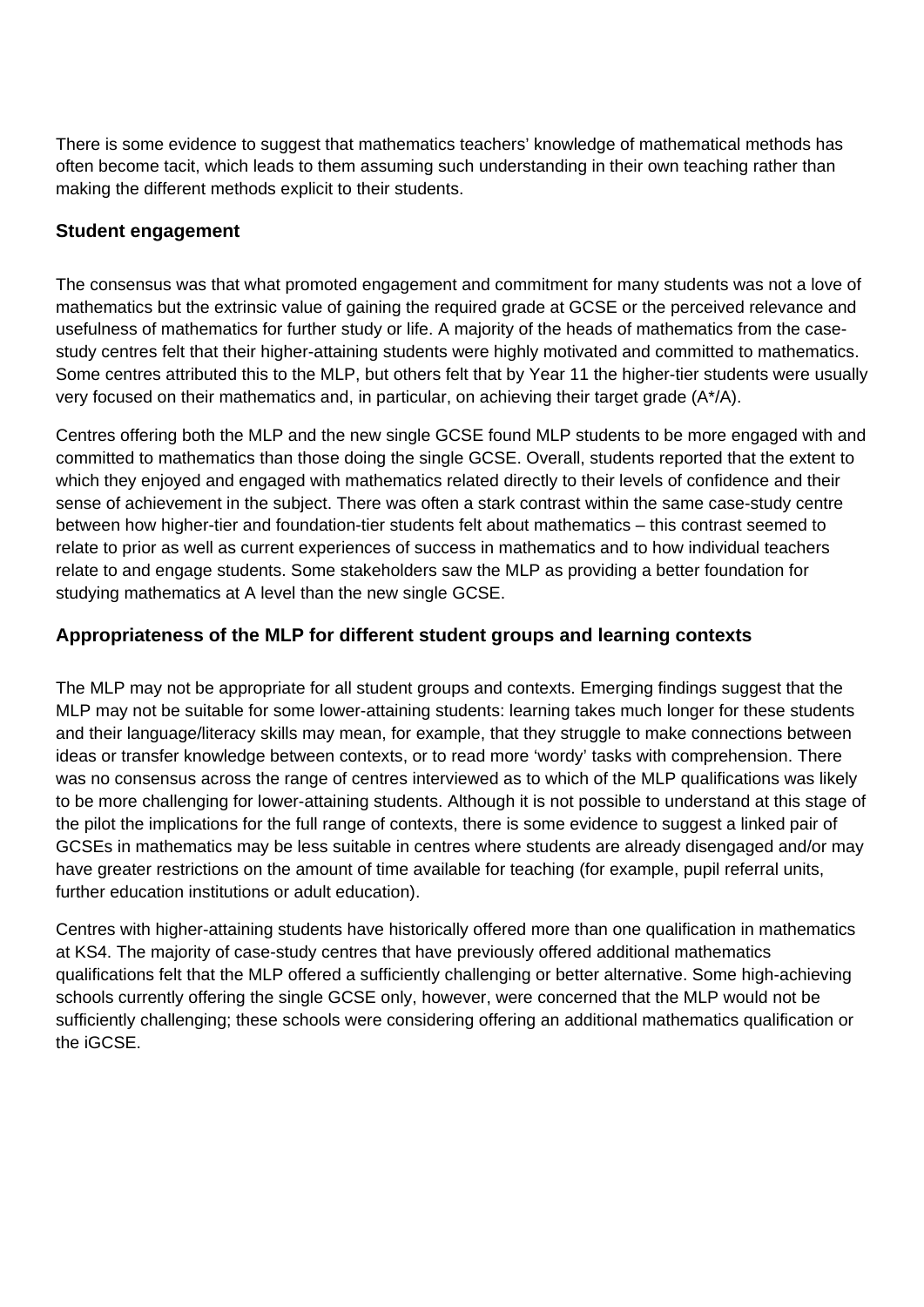There is some evidence to suggest that mathematics teachers' knowledge of mathematical methods has often become tacit, which leads to them assuming such understanding in their own teaching rather than making the different methods explicit to their students.

### Student engagement

The consensus was that what promoted engagement and commitment for many students was not a love of mathematics but the extrinsic value of gaining the required grade at GCSE or the perceived relevance and usefulness of mathematics for further study or life. A majority of the heads of mathematics from the case-study centres felt that their higher-attaining students were highly motivated and committed to mathematics. Some centres attributed this to the MLP, but others felt that by Year 11 the higher-tier students were usually very focused on their mathematics and, in particular, on achieving their target grade (A*/A).

Centres offering both the MLP and the new single GCSE found MLP students to be more engaged with and committed to mathematics than those doing the single GCSE. Overall, students reported that the extent to which they enjoyed and engaged with mathematics related directly to their levels of confidence and their sense of achievement in the subject. There was often a stark contrast within the same case-study centre between how higher-tier and foundation-tier students felt about mathematics – this contrast seemed to relate to prior as well as current experiences of success in mathematics and to how individual teachers relate to and engage students. Some stakeholders saw the MLP as providing a better foundation for studying mathematics at A level than the new single GCSE.

### Appropriateness of the MLP for different student groups and learning contexts

The MLP may not be appropriate for all student groups and contexts. Emerging findings suggest that the MLP may not be suitable for some lower-attaining students: learning takes much longer for these students and their language/literacy skills may mean, for example, that they struggle to make connections between ideas or transfer knowledge between contexts, or to read more 'wordy' tasks with comprehension. There was no consensus across the range of centres interviewed as to which of the MLP qualifications was likely to be more challenging for lower-attaining students. Although it is not possible to understand at this stage of the pilot the implications for the full range of contexts, there is some evidence to suggest a linked pair of GCSEs in mathematics may be less suitable in centres where students are already disengaged and/or may have greater restrictions on the amount of time available for teaching (for example, pupil referral units, further education institutions or adult education).

Centres with higher-attaining students have historically offered more than one qualification in mathematics at KS4. The majority of case-study centres that have previously offered additional mathematics qualifications felt that the MLP offered a sufficiently challenging or better alternative. Some high-achieving schools currently offering the single GCSE only, however, were concerned that the MLP would not be sufficiently challenging; these schools were considering offering an additional mathematics qualification or the iGCSE.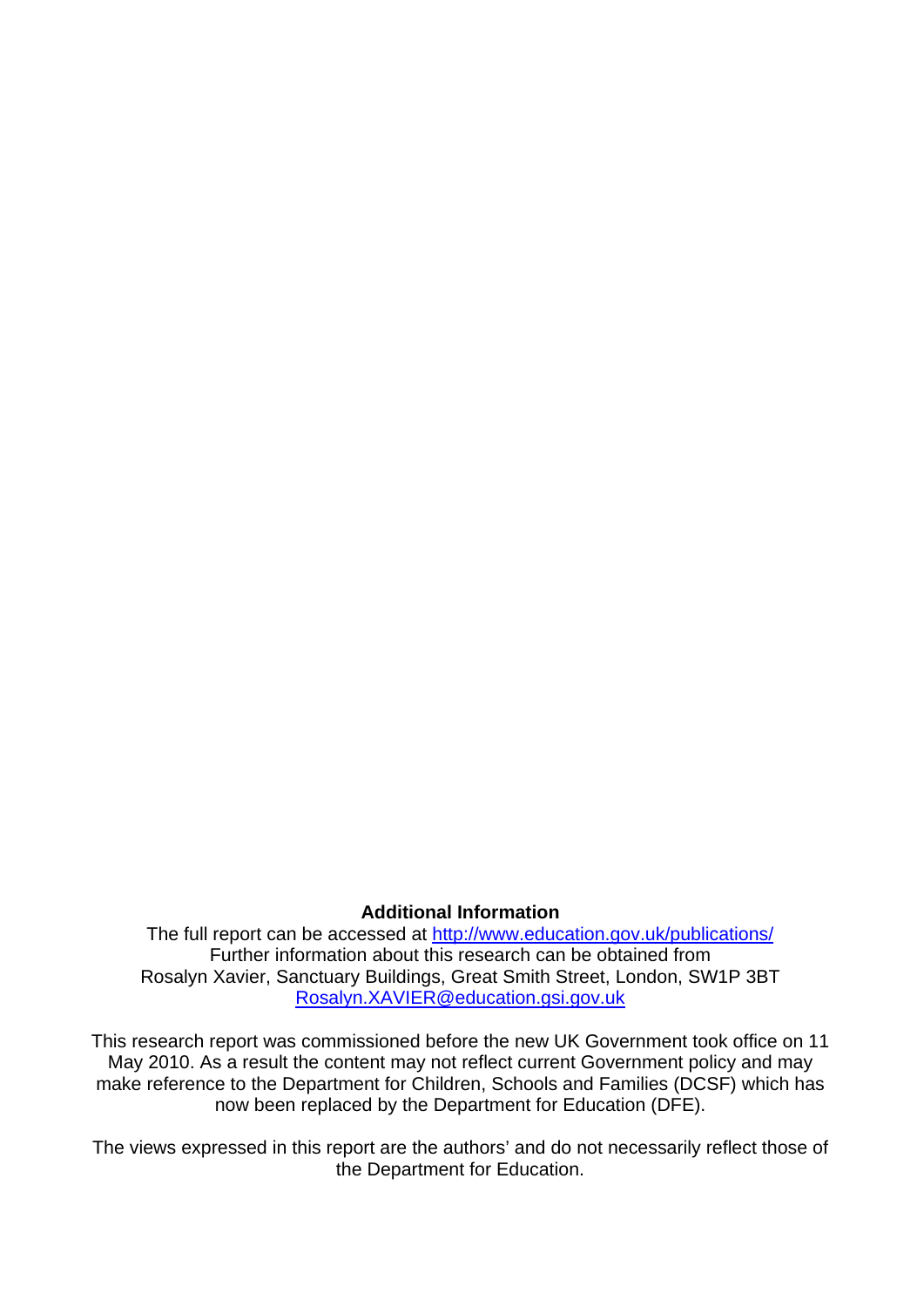**Additional Information**

The full report can be accessed at http://www.education.gov.uk/publications/
Further information about this research can be obtained from
Rosalyn Xavier, Sanctuary Buildings, Great Smith Street, London, SW1P 3BT
Rosalyn.XAVIER@education.gsi.gov.uk

This research report was commissioned before the new UK Government took office on 11 May 2010. As a result the content may not reflect current Government policy and may make reference to the Department for Children, Schools and Families (DCSF) which has now been replaced by the Department for Education (DFE).

The views expressed in this report are the authors' and do not necessarily reflect those of the Department for Education.